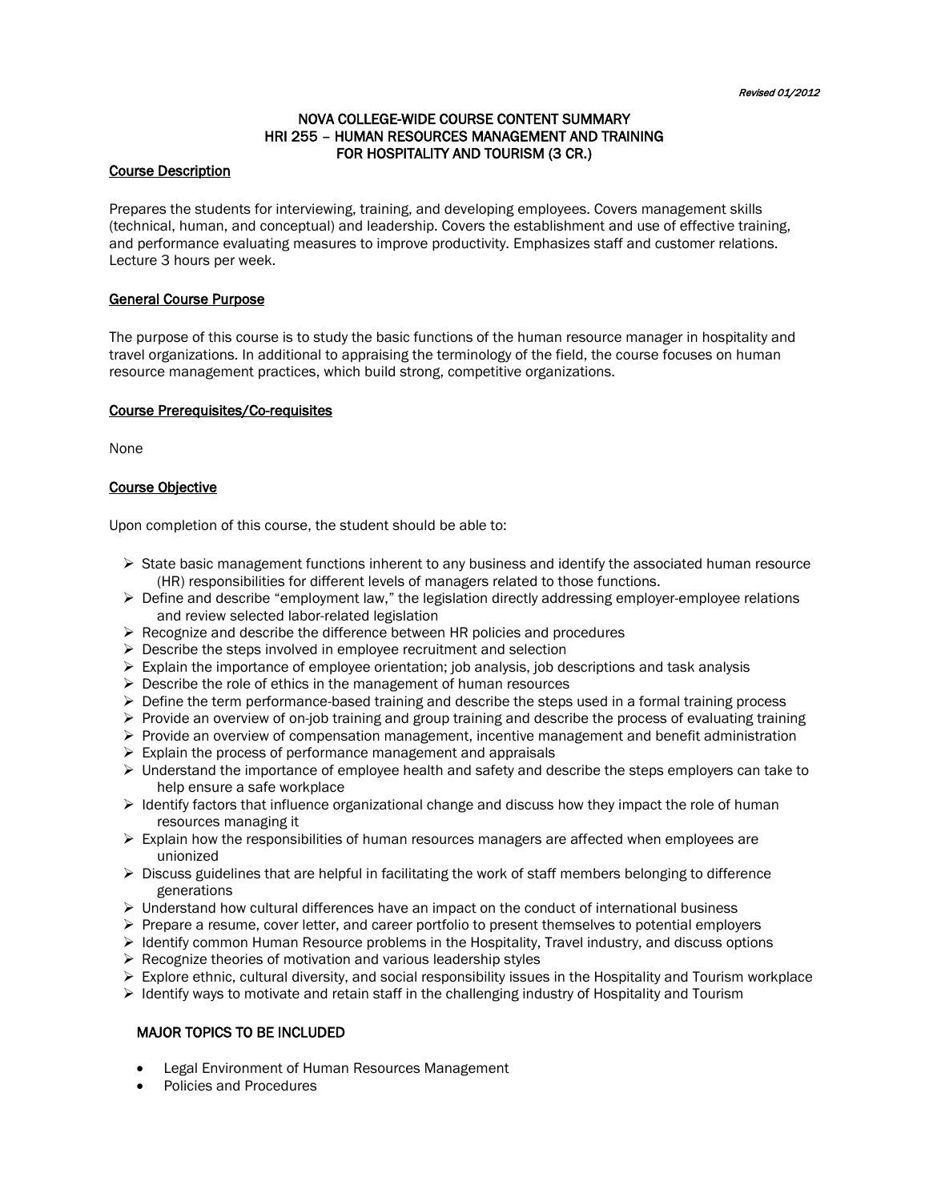*Revised 01/2012*

# NOVA COLLEGE-WIDE COURSE CONTENT SUMMARY
# HRI 255 – HUMAN RESOURCES MANAGEMENT AND TRAINING FOR HOSPITALITY AND TOURISM (3 CR.)

## Course Description

Prepares the students for interviewing, training, and developing employees. Covers management skills (technical, human, and conceptual) and leadership. Covers the establishment and use of effective training, and performance evaluating measures to improve productivity. Emphasizes staff and customer relations. Lecture 3 hours per week.

## General Course Purpose

The purpose of this course is to study the basic functions of the human resource manager in hospitality and travel organizations. In additional to appraising the terminology of the field, the course focuses on human resource management practices, which build strong, competitive organizations.

## Course Prerequisites/Co-requisites

None

## Course Objective

Upon completion of this course, the student should be able to:

- State basic management functions inherent to any business and identify the associated human resource (HR) responsibilities for different levels of managers related to those functions.
- Define and describe "employment law," the legislation directly addressing employer-employee relations and review selected labor-related legislation
- Recognize and describe the difference between HR policies and procedures
- Describe the steps involved in employee recruitment and selection
- Explain the importance of employee orientation; job analysis, job descriptions and task analysis
- Describe the role of ethics in the management of human resources
- Define the term performance-based training and describe the steps used in a formal training process
- Provide an overview of on-job training and group training and describe the process of evaluating training
- Provide an overview of compensation management, incentive management and benefit administration
- Explain the process of performance management and appraisals
- Understand the importance of employee health and safety and describe the steps employers can take to help ensure a safe workplace
- Identify factors that influence organizational change and discuss how they impact the role of human resources managing it
- Explain how the responsibilities of human resources managers are affected when employees are unionized
- Discuss guidelines that are helpful in facilitating the work of staff members belonging to difference generations
- Understand how cultural differences have an impact on the conduct of international business
- Prepare a resume, cover letter, and career portfolio to present themselves to potential employers
- Identify common Human Resource problems in the Hospitality, Travel industry, and discuss options
- Recognize theories of motivation and various leadership styles
- Explore ethnic, cultural diversity, and social responsibility issues in the Hospitality and Tourism workplace
- Identify ways to motivate and retain staff in the challenging industry of Hospitality and Tourism

## MAJOR TOPICS TO BE INCLUDED

- Legal Environment of Human Resources Management
- Policies and Procedures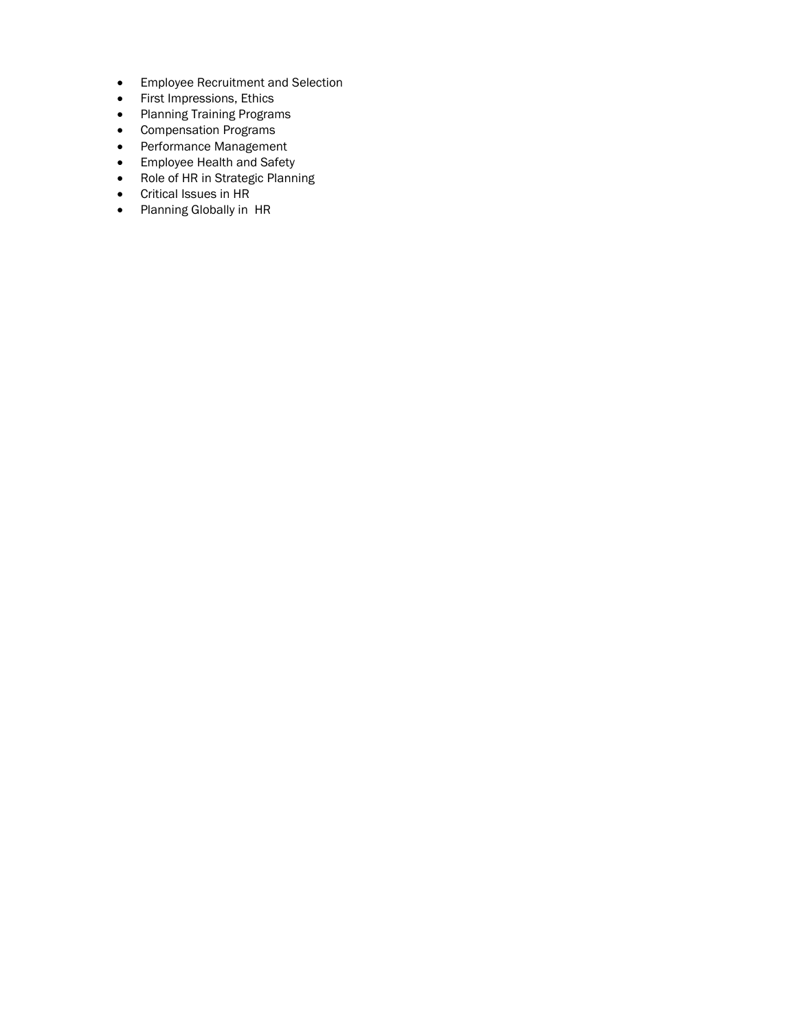- Employee Recruitment and Selection
- First Impressions, Ethics
- Planning Training Programs
- Compensation Programs
- Performance Management
- Employee Health and Safety
- Role of HR in Strategic Planning
- Critical Issues in HR
- Planning Globally in HR